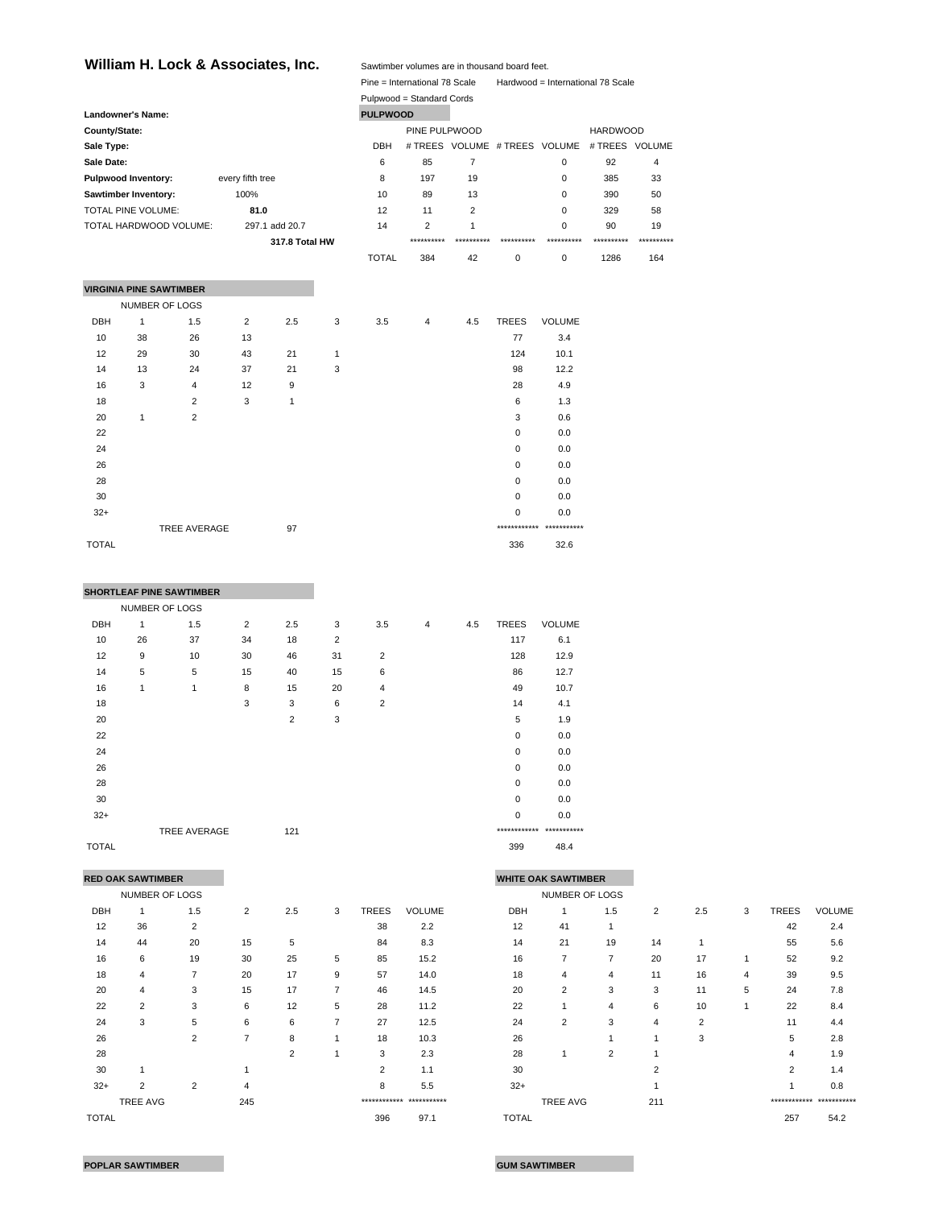# William H. Lock & Associates, Inc.

Sawtimber volumes are in thousand board feet.

Pine = International 78 Scale    Hardwood = International 78 Scale

Pulpwood = Standard Cords

| | |
|---|---|
| **Landowner's Name:** | |
| **County/State:** | |
| **Sale Type:** | |
| **Sale Date:** | |
| **Pulpwood Inventory:** | every fifth tree |
| **Sawtimber Inventory:** | 100% |
| TOTAL PINE VOLUME: | **81.0** |
| TOTAL HARDWOOD VOLUME: | 297.1 add 20.7 |
| | **317.8 Total HW** |

**PULPWOOD**

| DBH | PINE PULPWOOD # TREES | PINE PULPWOOD VOLUME | # TREES | VOLUME | HARDWOOD # TREES | HARDWOOD VOLUME |
|---|---|---|---|---|---|---|
| 6 | 85 | 7 | | 0 | 92 | 4 |
| 8 | 197 | 19 | | 0 | 385 | 33 |
| 10 | 89 | 13 | | 0 | 390 | 50 |
| 12 | 11 | 2 | | 0 | 329 | 58 |
| 14 | 2 | 1 | | 0 | 90 | 19 |
| | ********** | ********** | ********** | ********** | ********** | ********** |
| TOTAL | 384 | 42 | 0 | 0 | 1286 | 164 |

**VIRGINIA PINE SAWTIMBER**

| DBH | 1 | 1.5 | 2 | 2.5 | 3 | 3.5 | 4 | 4.5 | TREES | VOLUME |
|---|---|---|---|---|---|---|---|---|---|---|
| | NUMBER OF LOGS | | | | | | | | | |
| 10 | 38 | 26 | 13 | | | | | | 77 | 3.4 |
| 12 | 29 | 30 | 43 | 21 | 1 | | | | 124 | 10.1 |
| 14 | 13 | 24 | 37 | 21 | 3 | | | | 98 | 12.2 |
| 16 | 3 | 4 | 12 | 9 | | | | | 28 | 4.9 |
| 18 | | 2 | 3 | 1 | | | | | 6 | 1.3 |
| 20 | 1 | 2 | | | | | | | 3 | 0.6 |
| 22 | | | | | | | | | 0 | 0.0 |
| 24 | | | | | | | | | 0 | 0.0 |
| 26 | | | | | | | | | 0 | 0.0 |
| 28 | | | | | | | | | 0 | 0.0 |
| 30 | | | | | | | | | 0 | 0.0 |
| 32+ | | | | | | | | | 0 | 0.0 |
| | | TREE AVERAGE | | 97 | | | | | ************ | *********** |
| TOTAL | | | | | | | | | 336 | 32.6 |

**SHORTLEAF PINE SAWTIMBER**

| DBH | 1 | 1.5 | 2 | 2.5 | 3 | 3.5 | 4 | 4.5 | TREES | VOLUME |
|---|---|---|---|---|---|---|---|---|---|---|
| | NUMBER OF LOGS | | | | | | | | | |
| 10 | 26 | 37 | 34 | 18 | 2 | | | | 117 | 6.1 |
| 12 | 9 | 10 | 30 | 46 | 31 | 2 | | | 128 | 12.9 |
| 14 | 5 | 5 | 15 | 40 | 15 | 6 | | | 86 | 12.7 |
| 16 | 1 | 1 | 8 | 15 | 20 | 4 | | | 49 | 10.7 |
| 18 | | | 3 | 3 | 6 | 2 | | | 14 | 4.1 |
| 20 | | | | 2 | 3 | | | | 5 | 1.9 |
| 22 | | | | | | | | | 0 | 0.0 |
| 24 | | | | | | | | | 0 | 0.0 |
| 26 | | | | | | | | | 0 | 0.0 |
| 28 | | | | | | | | | 0 | 0.0 |
| 30 | | | | | | | | | 0 | 0.0 |
| 32+ | | | | | | | | | 0 | 0.0 |
| | | TREE AVERAGE | | 121 | | | | | ************ | *********** |
| TOTAL | | | | | | | | | 399 | 48.4 |

**RED OAK SAWTIMBER**

| DBH | 1 | 1.5 | 2 | 2.5 | 3 | TREES | VOLUME |
|---|---|---|---|---|---|---|---|
| | NUMBER OF LOGS | | | | | | |
| 12 | 36 | 2 | | | | 38 | 2.2 |
| 14 | 44 | 20 | 15 | 5 | | 84 | 8.3 |
| 16 | 6 | 19 | 30 | 25 | 5 | 85 | 15.2 |
| 18 | 4 | 7 | 20 | 17 | 9 | 57 | 14.0 |
| 20 | 4 | 3 | 15 | 17 | 7 | 46 | 14.5 |
| 22 | 2 | 3 | 6 | 12 | 5 | 28 | 11.2 |
| 24 | 3 | 5 | 6 | 6 | 7 | 27 | 12.5 |
| 26 | | 2 | 7 | 8 | 1 | 18 | 10.3 |
| 28 | | | | 2 | 1 | 3 | 2.3 |
| 30 | 1 | | 1 | | | 2 | 1.1 |
| 32+ | 2 | 2 | 4 | | | 8 | 5.5 |
| | TREE AVG | | 245 | | | ************ | *********** |
| TOTAL | | | | | | 396 | 97.1 |

**WHITE OAK SAWTIMBER**

| DBH | 1 | 1.5 | 2 | 2.5 | 3 | TREES | VOLUME |
|---|---|---|---|---|---|---|---|
| | NUMBER OF LOGS | | | | | | |
| 12 | 41 | 1 | | | | 42 | 2.4 |
| 14 | 21 | 19 | 14 | 1 | | 55 | 5.6 |
| 16 | 7 | 7 | 20 | 17 | 1 | 52 | 9.2 |
| 18 | 4 | 4 | 11 | 16 | 4 | 39 | 9.5 |
| 20 | 2 | 3 | 3 | 11 | 5 | 24 | 7.8 |
| 22 | 1 | 4 | 6 | 10 | 1 | 22 | 8.4 |
| 24 | 2 | 3 | 4 | 2 | | 11 | 4.4 |
| 26 | | 1 | 1 | 3 | | 5 | 2.8 |
| 28 | 1 | 2 | 1 | | | 4 | 1.9 |
| 30 | | | 2 | | | 2 | 1.4 |
| 32+ | | | 1 | | | 1 | 0.8 |
| | TREE AVG | | 211 | | | ************ | *********** |
| TOTAL | | | | | | 257 | 54.2 |

**POPLAR SAWTIMBER**

**GUM SAWTIMBER**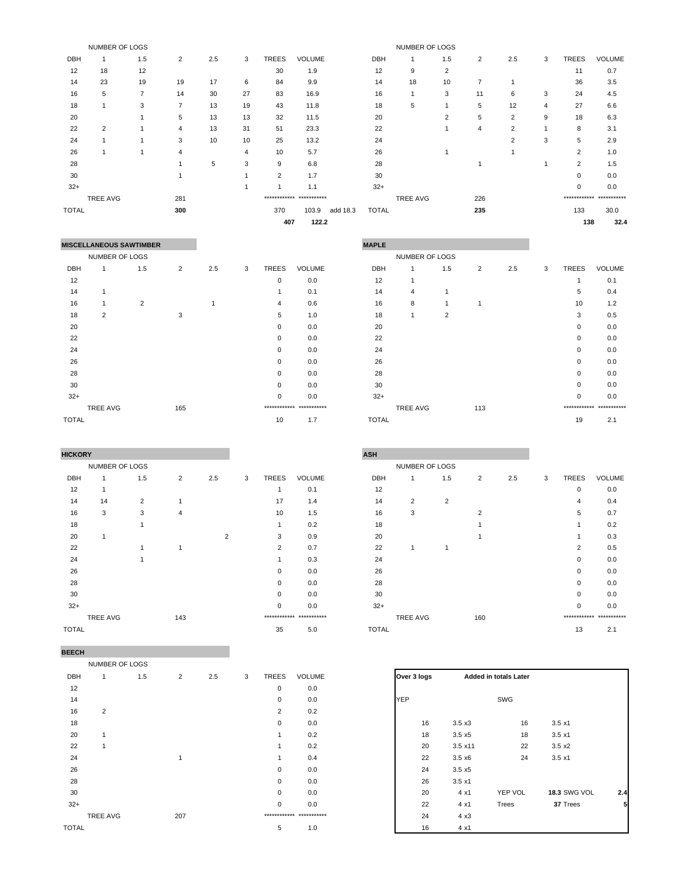| | NUMBER OF LOGS | | | | | | | |
|---|---|---|---|---|---|---|---|---|
| DBH | 1 | 1.5 | 2 | 2.5 | 3 | TREES | VOLUME | |
| 12 | 18 | 12 | | | | 30 | 1.9 | |
| 14 | 23 | 19 | 19 | 17 | 6 | 84 | 9.9 | |
| 16 | 5 | 7 | 14 | 30 | 27 | 83 | 16.9 | |
| 18 | 1 | 3 | 7 | 13 | 19 | 43 | 11.8 | |
| 20 | | 1 | 5 | 13 | 13 | 32 | 11.5 | |
| 22 | 2 | 1 | 4 | 13 | 31 | 51 | 23.3 | |
| 24 | 1 | 1 | 3 | 10 | 10 | 25 | 13.2 | |
| 26 | 1 | 1 | 4 | | 4 | 10 | 5.7 | |
| 28 | | | 1 | 5 | 3 | 9 | 6.8 | |
| 30 | | | 1 | | 1 | 2 | 1.7 | |
| 32+ | | | | | 1 | 1 | 1.1 | |
| TREE AVG | | | 281 | | | ************ | *********** | |
| TOTAL | | | **300** | | | 370 | 103.9 | add 18.3 |
| | | | | | | **407** | **122.2** | |

| | NUMBER OF LOGS | | | | | | |
|---|---|---|---|---|---|---|---|
| DBH | 1 | 1.5 | 2 | 2.5 | 3 | TREES | VOLUME |
| 12 | 9 | 2 | | | | 11 | 0.7 |
| 14 | 18 | 10 | 7 | 1 | | 36 | 3.5 |
| 16 | 1 | 3 | 11 | 6 | 3 | 24 | 4.5 |
| 18 | 5 | 1 | 5 | 12 | 4 | 27 | 6.6 |
| 20 | | 2 | 5 | 2 | 9 | 18 | 6.3 |
| 22 | | 1 | 4 | 2 | 1 | 8 | 3.1 |
| 24 | | | | 2 | 3 | 5 | 2.9 |
| 26 | | 1 | | 1 | | 2 | 1.0 |
| 28 | | | 1 | | 1 | 2 | 1.5 |
| 30 | | | | | | 0 | 0.0 |
| 32+ | | | | | | 0 | 0.0 |
| TREE AVG | | | 226 | | | ************ | *********** |
| TOTAL | | | **235** | | | 133 | 30.0 |
| | | | | | | **138** | **32.4** |

**MISCELLANEOUS SAWTIMBER**

| | NUMBER OF LOGS | | | | | | |
|---|---|---|---|---|---|---|---|
| DBH | 1 | 1.5 | 2 | 2.5 | 3 | TREES | VOLUME |
| 12 | | | | | | 0 | 0.0 |
| 14 | 1 | | | | | 1 | 0.1 |
| 16 | 1 | 2 | | 1 | | 4 | 0.6 |
| 18 | 2 | | 3 | | | 5 | 1.0 |
| 20 | | | | | | 0 | 0.0 |
| 22 | | | | | | 0 | 0.0 |
| 24 | | | | | | 0 | 0.0 |
| 26 | | | | | | 0 | 0.0 |
| 28 | | | | | | 0 | 0.0 |
| 30 | | | | | | 0 | 0.0 |
| 32+ | | | | | | 0 | 0.0 |
| TREE AVG | | | 165 | | | ************ | *********** |
| TOTAL | | | | | | 10 | 1.7 |

**MAPLE**

| | NUMBER OF LOGS | | | | | | |
|---|---|---|---|---|---|---|---|
| DBH | 1 | 1.5 | 2 | 2.5 | 3 | TREES | VOLUME |
| 12 | 1 | | | | | 1 | 0.1 |
| 14 | 4 | 1 | | | | 5 | 0.4 |
| 16 | 8 | 1 | 1 | | | 10 | 1.2 |
| 18 | 1 | 2 | | | | 3 | 0.5 |
| 20 | | | | | | 0 | 0.0 |
| 22 | | | | | | 0 | 0.0 |
| 24 | | | | | | 0 | 0.0 |
| 26 | | | | | | 0 | 0.0 |
| 28 | | | | | | 0 | 0.0 |
| 30 | | | | | | 0 | 0.0 |
| 32+ | | | | | | 0 | 0.0 |
| TREE AVG | | | 113 | | | ************ | *********** |
| TOTAL | | | | | | 19 | 2.1 |

**HICKORY**

| | NUMBER OF LOGS | | | | | | |
|---|---|---|---|---|---|---|---|
| DBH | 1 | 1.5 | 2 | 2.5 | 3 | TREES | VOLUME |
| 12 | 1 | | | | | 1 | 0.1 |
| 14 | 14 | 2 | 1 | | | 17 | 1.4 |
| 16 | 3 | 3 | 4 | | | 10 | 1.5 |
| 18 | | 1 | | | | 1 | 0.2 |
| 20 | 1 | | | 2 | | 3 | 0.9 |
| 22 | | 1 | 1 | | | 2 | 0.7 |
| 24 | | 1 | | | | 1 | 0.3 |
| 26 | | | | | | 0 | 0.0 |
| 28 | | | | | | 0 | 0.0 |
| 30 | | | | | | 0 | 0.0 |
| 32+ | | | | | | 0 | 0.0 |
| TREE AVG | | | 143 | | | ************ | *********** |
| TOTAL | | | | | | 35 | 5.0 |

**ASH**

| | NUMBER OF LOGS | | | | | | |
|---|---|---|---|---|---|---|---|
| DBH | 1 | 1.5 | 2 | 2.5 | 3 | TREES | VOLUME |
| 12 | | | | | | 0 | 0.0 |
| 14 | 2 | 2 | | | | 4 | 0.4 |
| 16 | 3 | | 2 | | | 5 | 0.7 |
| 18 | | | 1 | | | 1 | 0.2 |
| 20 | | | 1 | | | 1 | 0.3 |
| 22 | 1 | 1 | | | | 2 | 0.5 |
| 24 | | | | | | 0 | 0.0 |
| 26 | | | | | | 0 | 0.0 |
| 28 | | | | | | 0 | 0.0 |
| 30 | | | | | | 0 | 0.0 |
| 32+ | | | | | | 0 | 0.0 |
| TREE AVG | | | 160 | | | ************ | *********** |
| TOTAL | | | | | | 13 | 2.1 |

**BEECH**

| | NUMBER OF LOGS | | | | | | |
|---|---|---|---|---|---|---|---|
| DBH | 1 | 1.5 | 2 | 2.5 | 3 | TREES | VOLUME |
| 12 | | | | | | 0 | 0.0 |
| 14 | | | | | | 0 | 0.0 |
| 16 | 2 | | | | | 2 | 0.2 |
| 18 | | | | | | 0 | 0.0 |
| 20 | 1 | | | | | 1 | 0.2 |
| 22 | 1 | | | | | 1 | 0.2 |
| 24 | | | 1 | | | 1 | 0.4 |
| 26 | | | | | | 0 | 0.0 |
| 28 | | | | | | 0 | 0.0 |
| 30 | | | | | | 0 | 0.0 |
| 32+ | | | | | | 0 | 0.0 |
| TREE AVG | | | 207 | | | ************ | *********** |
| TOTAL | | | | | | 5 | 1.0 |

| Over 3 logs | | Added in totals Later | | |
|---|---|---|---|---|
| YEP | | SWG | | |
| 16 | 3.5 x3 | 16 | 3.5 x1 | |
| 18 | 3.5 x5 | 18 | 3.5 x1 | |
| 20 | 3.5 x11 | 22 | 3.5 x2 | |
| 22 | 3.5 x6 | 24 | 3.5 x1 | |
| 24 | 3.5 x5 | | | |
| 26 | 3.5 x1 | | | |
| 20 | 4 x1 | YEP VOL | **18.3** SWG VOL | **2.4** |
| 22 | 4 x1 | Trees | **37** Trees | **5** |
| 24 | 4 x3 | | | |
| 16 | 4 x1 | | | |